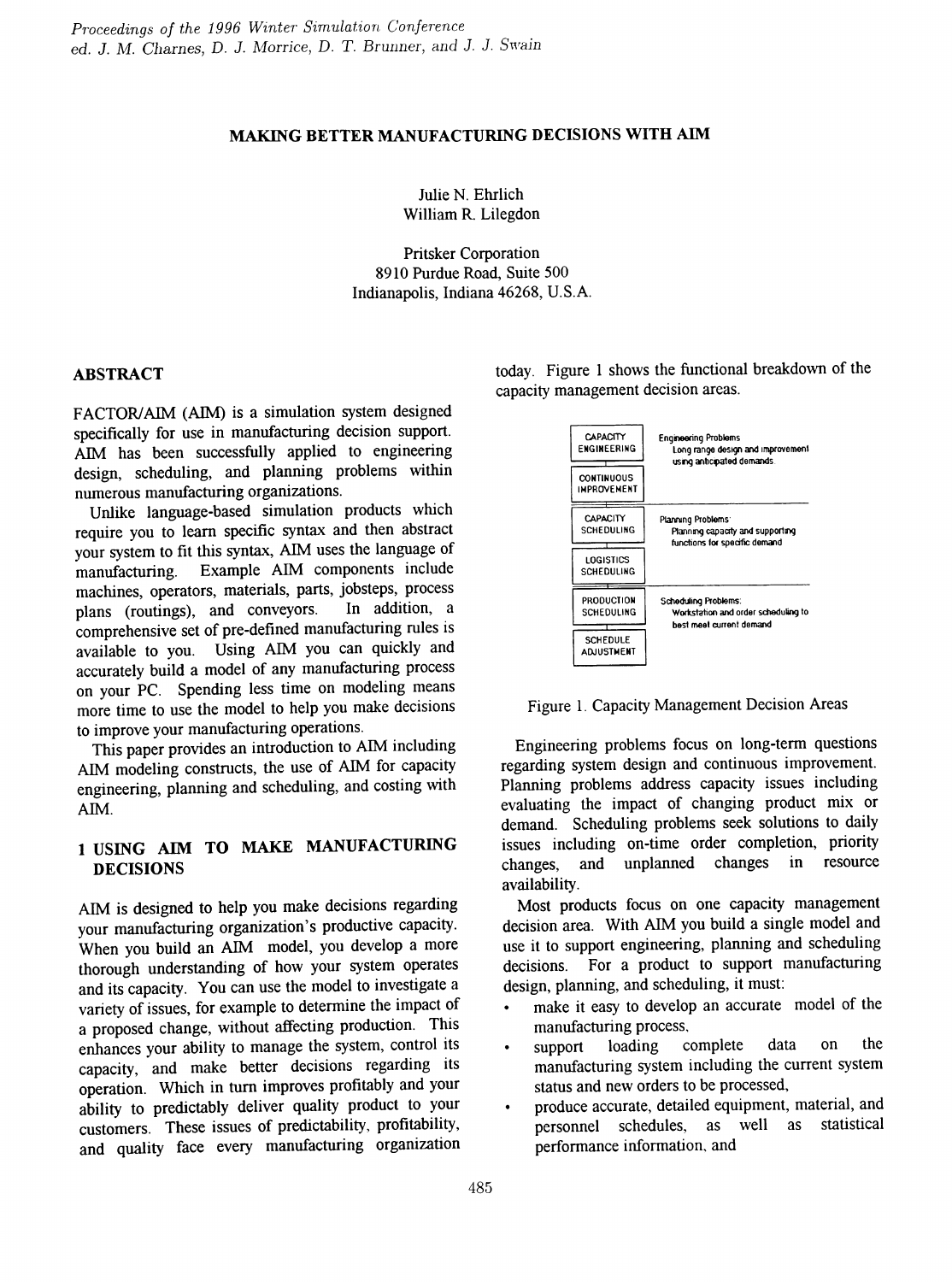# MAKING BETTER MANUFACTURING DECISIONS WITH AIM

Julie N. Ehrlich
William R. Lilegdon

Pritsker Corporation
8910 Purdue Road, Suite 500
Indianapolis, Indiana 46268, U.S.A.

## ABSTRACT

FACTOR/AIM (AIM) is a simulation system designed specifically for use in manufacturing decision support. AIM has been successfully applied to engineering design, scheduling, and planning problems within numerous manufacturing organizations.

Unlike language-based simulation products which require you to learn specific syntax and then abstract your system to fit this syntax, AIM uses the language of manufacturing. Example AIM components include machines, operators, materials, parts, jobsteps, process plans (routings), and conveyors. In addition, a comprehensive set of pre-defined manufacturing rules is available to you. Using AIM you can quickly and accurately build a model of any manufacturing process on your PC. Spending less time on modeling means more time to use the model to help you make decisions to improve your manufacturing operations.

This paper provides an introduction to AIM including AIM modeling constructs, the use of AIM for capacity engineering, planning and scheduling, and costing with AIM.

## 1 USING AIM TO MAKE MANUFACTURING DECISIONS

AIM is designed to help you make decisions regarding your manufacturing organization's productive capacity. When you build an AIM model, you develop a more thorough understanding of how your system operates and its capacity. You can use the model to investigate a variety of issues, for example to determine the impact of a proposed change, without affecting production. This enhances your ability to manage the system, control its capacity, and make better decisions regarding its operation. Which in turn improves profitably and your ability to predictably deliver quality product to your customers. These issues of predictability, profitability, and quality face every manufacturing organization today. Figure 1 shows the functional breakdown of the capacity management decision areas.

CAPACITY ENGINEERING
CONTINUOUS IMPROVEMENT
Engineering Problems
Long range design and improvement using anticipated demands.

CAPACITY SCHEDULING
LOGISTICS SCHEDULING
Planning Problems:
Planning capacity and supporting functions for specific demand

PRODUCTION SCHEDULING
SCHEDULE ADJUSTMENT
Scheduling Problems:
Workstation and order scheduling to best meet current demand

Figure 1. Capacity Management Decision Areas

Engineering problems focus on long-term questions regarding system design and continuous improvement. Planning problems address capacity issues including evaluating the impact of changing product mix or demand. Scheduling problems seek solutions to daily issues including on-time order completion, priority changes, and unplanned changes in resource availability.

Most products focus on one capacity management decision area. With AIM you build a single model and use it to support engineering, planning and scheduling decisions. For a product to support manufacturing design, planning, and scheduling, it must:

- make it easy to develop an accurate model of the manufacturing process,
- support loading complete data on the manufacturing system including the current system status and new orders to be processed,
- produce accurate, detailed equipment, material, and personnel schedules, as well as statistical performance information, and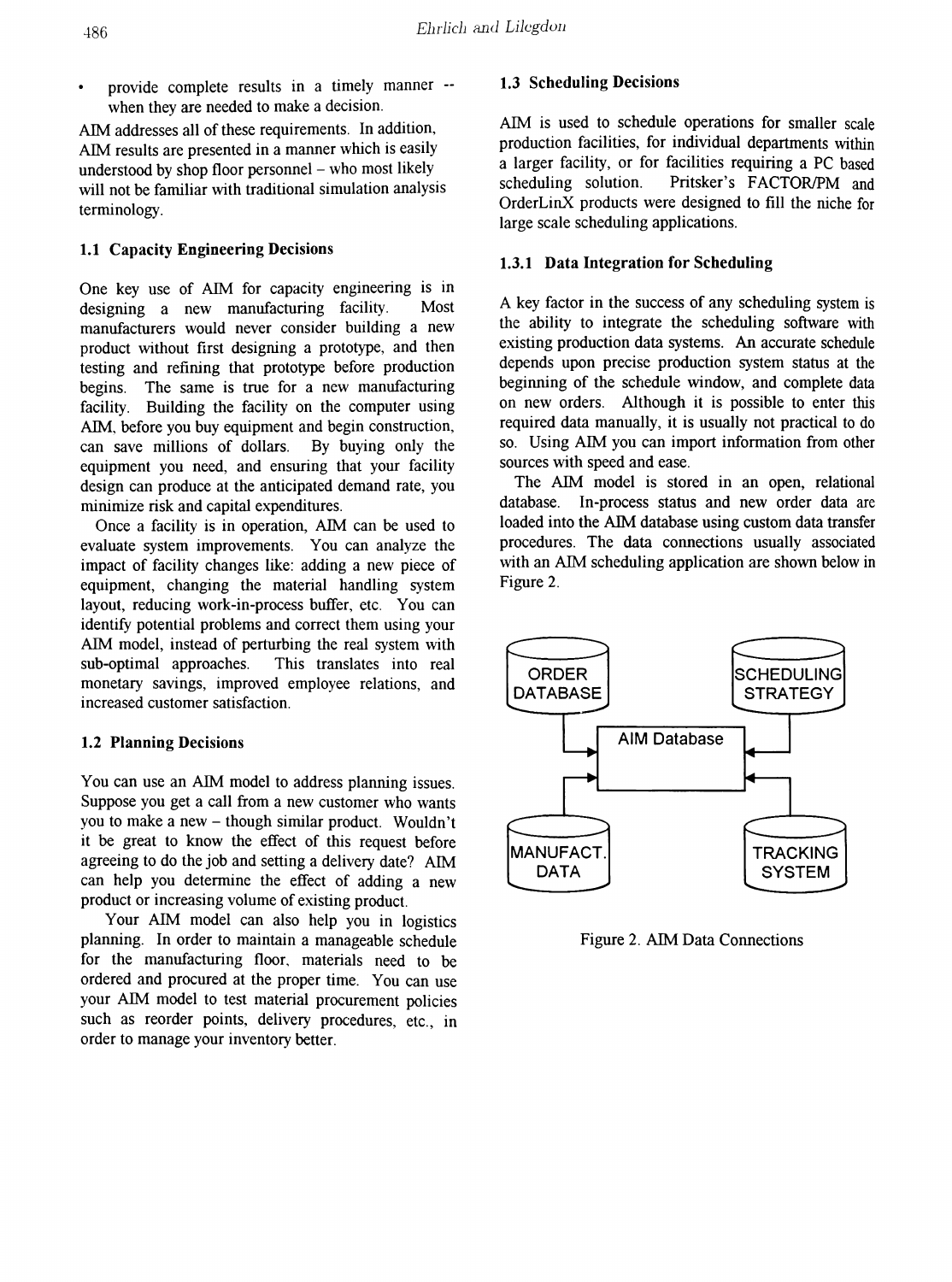- provide complete results in a timely manner -- when they are needed to make a decision.

AIM addresses all of these requirements. In addition, AIM results are presented in a manner which is easily understood by shop floor personnel – who most likely will not be familiar with traditional simulation analysis terminology.

### 1.1 Capacity Engineering Decisions

One key use of AIM for capacity engineering is in designing a new manufacturing facility. Most manufacturers would never consider building a new product without first designing a prototype, and then testing and refining that prototype before production begins. The same is true for a new manufacturing facility. Building the facility on the computer using AIM, before you buy equipment and begin construction, can save millions of dollars. By buying only the equipment you need, and ensuring that your facility design can produce at the anticipated demand rate, you minimize risk and capital expenditures.

Once a facility is in operation, AIM can be used to evaluate system improvements. You can analyze the impact of facility changes like: adding a new piece of equipment, changing the material handling system layout, reducing work-in-process buffer, etc. You can identify potential problems and correct them using your AIM model, instead of perturbing the real system with sub-optimal approaches. This translates into real monetary savings, improved employee relations, and increased customer satisfaction.

### 1.2 Planning Decisions

You can use an AIM model to address planning issues. Suppose you get a call from a new customer who wants you to make a new – though similar product. Wouldn't it be great to know the effect of this request before agreeing to do the job and setting a delivery date? AIM can help you determine the effect of adding a new product or increasing volume of existing product.

Your AIM model can also help you in logistics planning. In order to maintain a manageable schedule for the manufacturing floor, materials need to be ordered and procured at the proper time. You can use your AIM model to test material procurement policies such as reorder points, delivery procedures, etc., in order to manage your inventory better.

### 1.3 Scheduling Decisions

AIM is used to schedule operations for smaller scale production facilities, for individual departments within a larger facility, or for facilities requiring a PC based scheduling solution. Pritsker's FACTOR/PM and OrderLinX products were designed to fill the niche for large scale scheduling applications.

#### 1.3.1 Data Integration for Scheduling

A key factor in the success of any scheduling system is the ability to integrate the scheduling software with existing production data systems. An accurate schedule depends upon precise production system status at the beginning of the schedule window, and complete data on new orders. Although it is possible to enter this required data manually, it is usually not practical to do so. Using AIM you can import information from other sources with speed and ease.

The AIM model is stored in an open, relational database. In-process status and new order data are loaded into the AIM database using custom data transfer procedures. The data connections usually associated with an AIM scheduling application are shown below in Figure 2.

ORDER DATABASE

SCHEDULING STRATEGY

AIM Database

MANUFACT. DATA

TRACKING SYSTEM

Figure 2. AIM Data Connections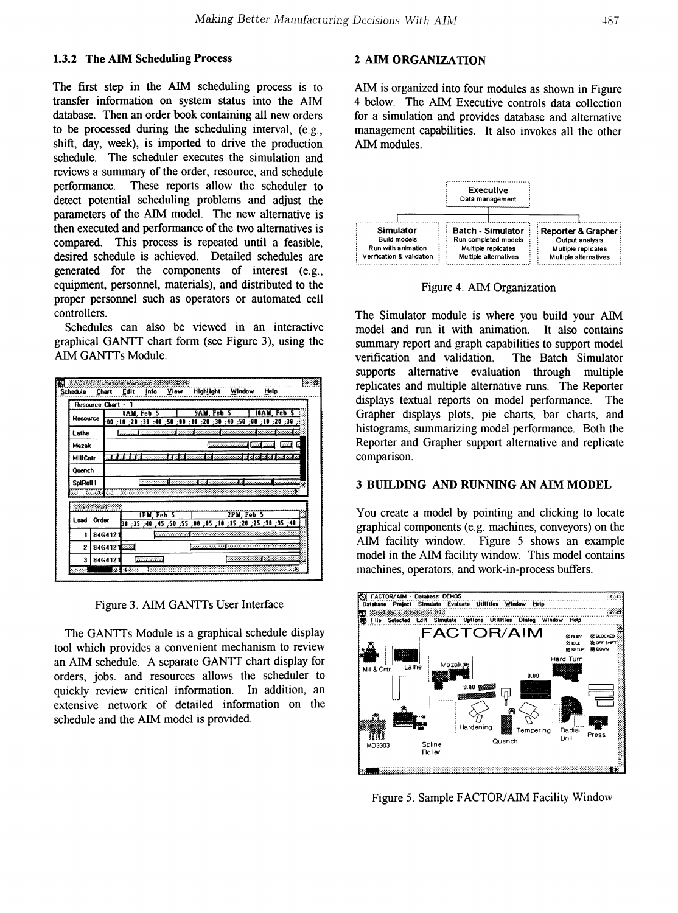### 1.3.2 The AIM Scheduling Process

The first step in the AIM scheduling process is to transfer information on system status into the AIM database. Then an order book containing all new orders to be processed during the scheduling interval, (e.g., shift, day, week), is imported to drive the production schedule. The scheduler executes the simulation and reviews a summary of the order, resource, and schedule performance. These reports allow the scheduler to detect potential scheduling problems and adjust the parameters of the AIM model. The new alternative is then executed and performance of the two alternatives is compared. This process is repeated until a feasible, desired schedule is achieved. Detailed schedules are generated for the components of interest (e.g., equipment, personnel, materials), and distributed to the proper personnel such as operators or automated cell controllers.

Schedules can also be viewed in an interactive graphical GANTT chart form (see Figure 3), using the AIM GANTTs Module.

Figure 3. AIM GANTTs User Interface

The GANTTs Module is a graphical schedule display tool which provides a convenient mechanism to review an AIM schedule. A separate GANTT chart display for orders, jobs. and resources allows the scheduler to quickly review critical information. In addition, an extensive network of detailed information on the schedule and the AIM model is provided.

## 2 AIM ORGANIZATION

AIM is organized into four modules as shown in Figure 4 below. The AIM Executive controls data collection for a simulation and provides database and alternative management capabilities. It also invokes all the other AIM modules.

Executive
Data management

Simulator
Build models
Run with animation
Verification & validation

Batch - Simulator
Run completed models
Multiple replicates
Multiple alternatives

Reporter & Grapher
Output analysis
Multiple replicates
Multiple alternatives

Figure 4. AIM Organization

The Simulator module is where you build your AIM model and run it with animation. It also contains summary report and graph capabilities to support model verification and validation. The Batch Simulator supports alternative evaluation through multiple replicates and multiple alternative runs. The Reporter displays textual reports on model performance. The Grapher displays plots, pie charts, bar charts, and histograms, summarizing model performance. Both the Reporter and Grapher support alternative and replicate comparison.

## 3 BUILDING AND RUNNING AN AIM MODEL

You create a model by pointing and clicking to locate graphical components (e.g. machines, conveyors) on the AIM facility window. Figure 5 shows an example model in the AIM facility window. This model contains machines, operators, and work-in-process buffers.

Figure 5. Sample FACTOR/AIM Facility Window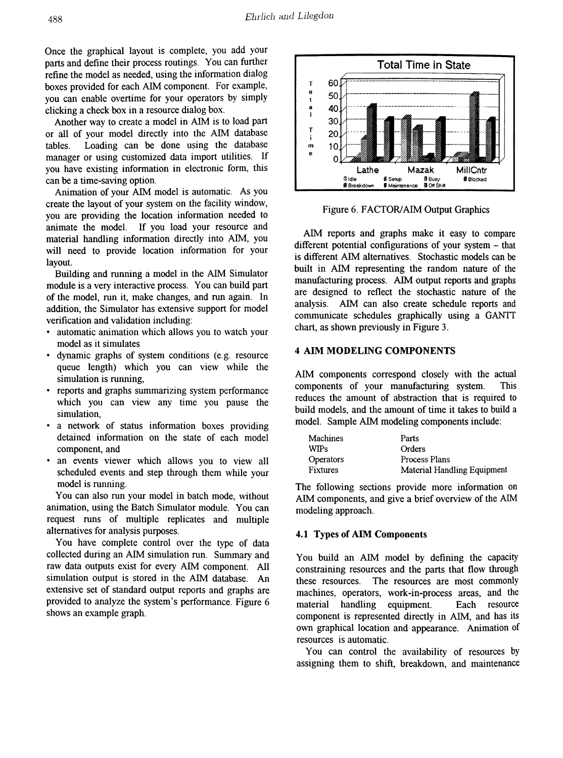Once the graphical layout is complete, you add your parts and define their process routings. You can further refine the model as needed, using the information dialog boxes provided for each AIM component. For example, you can enable overtime for your operators by simply clicking a check box in a resource dialog box.

Another way to create a model in AIM is to load part or all of your model directly into the AIM database tables. Loading can be done using the database manager or using customized data import utilities. If you have existing information in electronic form, this can be a time-saving option.

Animation of your AIM model is automatic. As you create the layout of your system on the facility window, you are providing the location information needed to animate the model. If you load your resource and material handling information directly into AIM, you will need to provide location information for your layout.

Building and running a model in the AIM Simulator module is a very interactive process. You can build part of the model, run it, make changes, and run again. In addition, the Simulator has extensive support for model verification and validation including:

- automatic animation which allows you to watch your model as it simulates
- dynamic graphs of system conditions (e.g. resource queue length) which you can view while the simulation is running,
- reports and graphs summarizing system performance which you can view any time you pause the simulation,
- a network of status information boxes providing detained information on the state of each model component, and
- an events viewer which allows you to view all scheduled events and step through them while your model is running.

You can also run your model in batch mode, without animation, using the Batch Simulator module. You can request runs of multiple replicates and multiple alternatives for analysis purposes.

You have complete control over the type of data collected during an AIM simulation run. Summary and raw data outputs exist for every AIM component. All simulation output is stored in the AIM database. An extensive set of standard output reports and graphs are provided to analyze the system's performance. Figure 6 shows an example graph.

Total Time in State

Total Time

60
50
40
30
20
10
0

Lathe Mazak MillCntr

Idle Setup Busy Blocked
Breakdown Maintenance Off Shift

Figure 6. FACTOR/AIM Output Graphics

AIM reports and graphs make it easy to compare different potential configurations of your system – that is different AIM alternatives. Stochastic models can be built in AIM representing the random nature of the manufacturing process. AIM output reports and graphs are designed to reflect the stochastic nature of the analysis. AIM can also create schedule reports and communicate schedules graphically using a GANTT chart, as shown previously in Figure 3.

## 4 AIM MODELING COMPONENTS

AIM components correspond closely with the actual components of your manufacturing system. This reduces the amount of abstraction that is required to build models, and the amount of time it takes to build a model. Sample AIM modeling components include:

| | |
|---|---|
| Machines | Parts |
| WIPs | Orders |
| Operators | Process Plans |
| Fixtures | Material Handling Equipment |

The following sections provide more information on AIM components, and give a brief overview of the AIM modeling approach.

### 4.1 Types of AIM Components

You build an AIM model by defining the capacity constraining resources and the parts that flow through these resources. The resources are most commonly machines, operators, work-in-process areas, and the material handling equipment. Each resource component is represented directly in AIM, and has its own graphical location and appearance. Animation of resources is automatic.

You can control the availability of resources by assigning them to shift, breakdown, and maintenance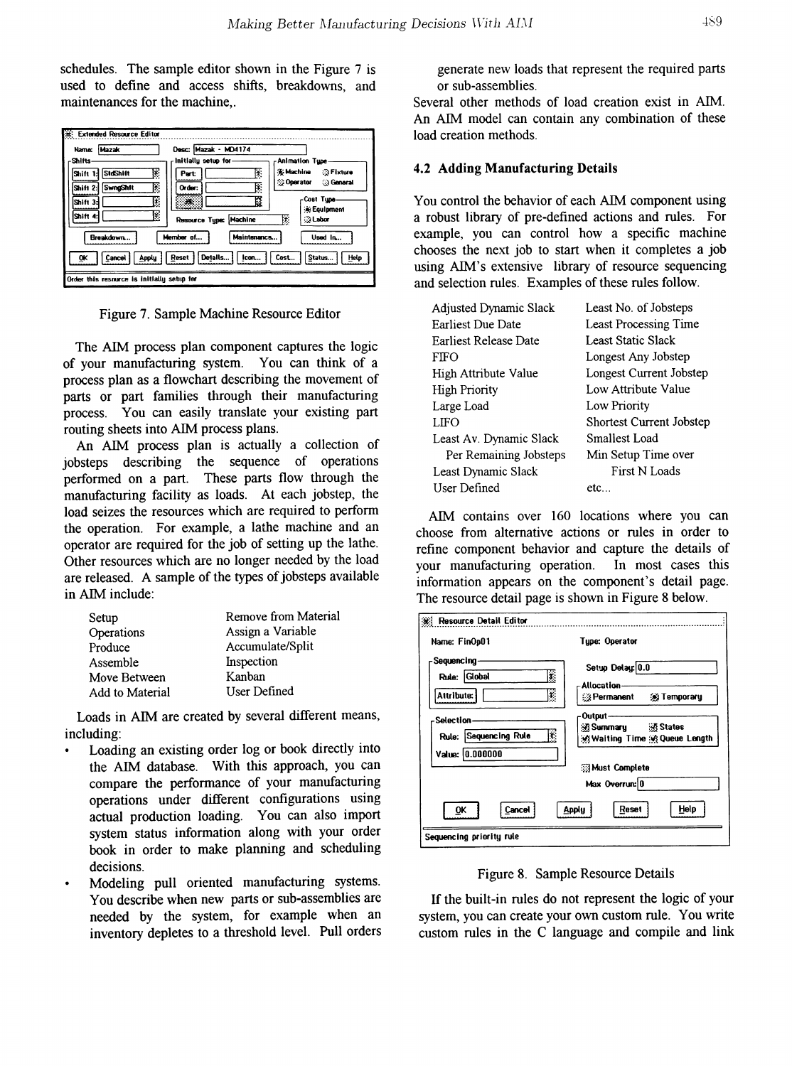schedules. The sample editor shown in the Figure 7 is used to define and access shifts, breakdowns, and maintenances for the machine,.

Figure 7. Sample Machine Resource Editor

The AIM process plan component captures the logic of your manufacturing system. You can think of a process plan as a flowchart describing the movement of parts or part families through their manufacturing process. You can easily translate your existing part routing sheets into AIM process plans.

An AIM process plan is actually a collection of jobsteps describing the sequence of operations performed on a part. These parts flow through the manufacturing facility as loads. At each jobstep, the load seizes the resources which are required to perform the operation. For example, a lathe machine and an operator are required for the job of setting up the lathe. Other resources which are no longer needed by the load are released. A sample of the types of jobsteps available in AIM include:

| | |
|---|---|
| Setup | Remove from Material |
| Operations | Assign a Variable |
| Produce | Accumulate/Split |
| Assemble | Inspection |
| Move Between | Kanban |
| Add to Material | User Defined |

Loads in AIM are created by several different means, including:

- Loading an existing order log or book directly into the AIM database. With this approach, you can compare the performance of your manufacturing operations under different configurations using actual production loading. You can also import system status information along with your order book in order to make planning and scheduling decisions.
- Modeling pull oriented manufacturing systems. You describe when new parts or sub-assemblies are needed by the system, for example when an inventory depletes to a threshold level. Pull orders generate new loads that represent the required parts or sub-assemblies.

Several other methods of load creation exist in AIM. An AIM model can contain any combination of these load creation methods.

## 4.2 Adding Manufacturing Details

You control the behavior of each AIM component using a robust library of pre-defined actions and rules. For example, you can control how a specific machine chooses the next job to start when it completes a job using AIM's extensive library of resource sequencing and selection rules. Examples of these rules follow.

| | |
|---|---|
| Adjusted Dynamic Slack | Least No. of Jobsteps |
| Earliest Due Date | Least Processing Time |
| Earliest Release Date | Least Static Slack |
| FIFO | Longest Any Jobstep |
| High Attribute Value | Longest Current Jobstep |
| High Priority | Low Attribute Value |
| Large Load | Low Priority |
| LIFO | Shortest Current Jobstep |
| Least Av. Dynamic Slack Per Remaining Jobsteps | Smallest Load |
| Least Dynamic Slack | Min Setup Time over First N Loads |
| User Defined | etc... |

AIM contains over 160 locations where you can choose from alternative actions or rules in order to refine component behavior and capture the details of your manufacturing operation. In most cases this information appears on the component's detail page. The resource detail page is shown in Figure 8 below.

Figure 8. Sample Resource Details

If the built-in rules do not represent the logic of your system, you can create your own custom rule. You write custom rules in the C language and compile and link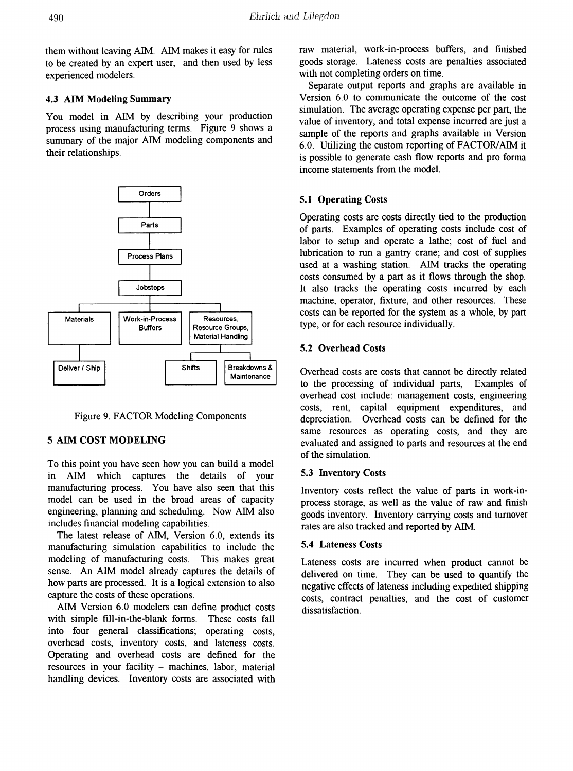them without leaving AIM. AIM makes it easy for rules to be created by an expert user, and then used by less experienced modelers.

### 4.3 AIM Modeling Summary

You model in AIM by describing your production process using manufacturing terms. Figure 9 shows a summary of the major AIM modeling components and their relationships.

Orders

Parts

Process Plans

Jobsteps

Materials

Work-in-Process Buffers

Resources, Resource Groups, Material Handling

Deliver / Ship

Shifts

Breakdowns & Maintenance

Figure 9. FACTOR Modeling Components

## 5 AIM COST MODELING

To this point you have seen how you can build a model in AIM which captures the details of your manufacturing process. You have also seen that this model can be used in the broad areas of capacity engineering, planning and scheduling. Now AIM also includes financial modeling capabilities.

The latest release of AIM, Version 6.0, extends its manufacturing simulation capabilities to include the modeling of manufacturing costs. This makes great sense. An AIM model already captures the details of how parts are processed. It is a logical extension to also capture the costs of these operations.

AIM Version 6.0 modelers can define product costs with simple fill-in-the-blank forms. These costs fall into four general classifications; operating costs, overhead costs, inventory costs, and lateness costs. Operating and overhead costs are defined for the resources in your facility – machines, labor, material handling devices. Inventory costs are associated with raw material, work-in-process buffers, and finished goods storage. Lateness costs are penalties associated with not completing orders on time.

Separate output reports and graphs are available in Version 6.0 to communicate the outcome of the cost simulation. The average operating expense per part, the value of inventory, and total expense incurred are just a sample of the reports and graphs available in Version 6.0. Utilizing the custom reporting of FACTOR/AIM it is possible to generate cash flow reports and pro forma income statements from the model.

### 5.1 Operating Costs

Operating costs are costs directly tied to the production of parts. Examples of operating costs include cost of labor to setup and operate a lathe; cost of fuel and lubrication to run a gantry crane; and cost of supplies used at a washing station. AIM tracks the operating costs consumed by a part as it flows through the shop. It also tracks the operating costs incurred by each machine, operator, fixture, and other resources. These costs can be reported for the system as a whole, by part type, or for each resource individually.

### 5.2 Overhead Costs

Overhead costs are costs that cannot be directly related to the processing of individual parts, Examples of overhead cost include: management costs, engineering costs, rent, capital equipment expenditures, and depreciation. Overhead costs can be defined for the same resources as operating costs, and they are evaluated and assigned to parts and resources at the end of the simulation.

### 5.3 Inventory Costs

Inventory costs reflect the value of parts in work-in-process storage, as well as the value of raw and finish goods inventory. Inventory carrying costs and turnover rates are also tracked and reported by AIM.

### 5.4 Lateness Costs

Lateness costs are incurred when product cannot be delivered on time. They can be used to quantify the negative effects of lateness including expedited shipping costs, contract penalties, and the cost of customer dissatisfaction.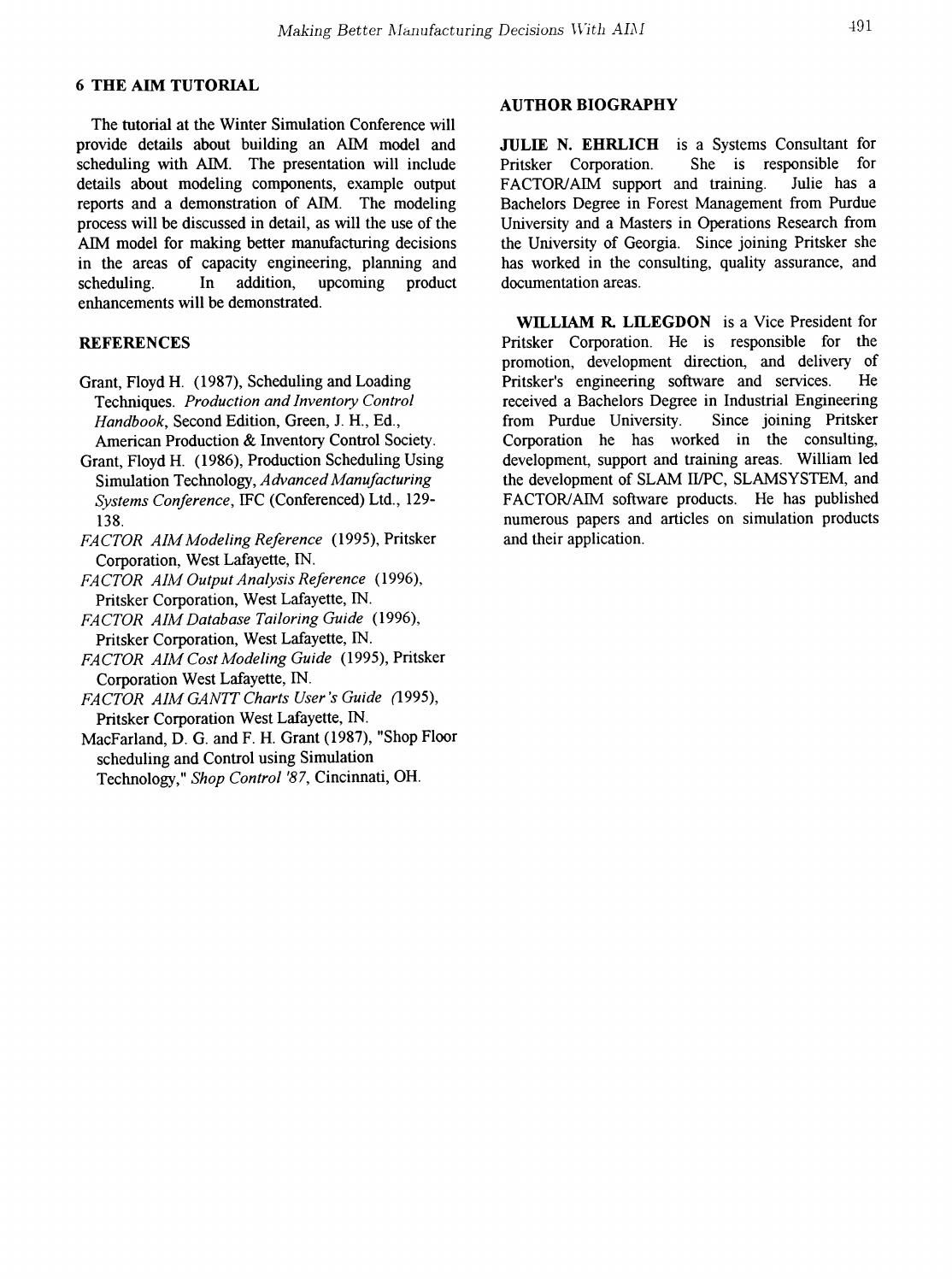## 6 THE AIM TUTORIAL

The tutorial at the Winter Simulation Conference will provide details about building an AIM model and scheduling with AIM. The presentation will include details about modeling components, example output reports and a demonstration of AIM. The modeling process will be discussed in detail, as will the use of the AIM model for making better manufacturing decisions in the areas of capacity engineering, planning and scheduling. In addition, upcoming product enhancements will be demonstrated.

## REFERENCES

Grant, Floyd H. (1987), Scheduling and Loading Techniques. *Production and Inventory Control Handbook*, Second Edition, Green, J. H., Ed., American Production & Inventory Control Society.

Grant, Floyd H. (1986), Production Scheduling Using Simulation Technology, *Advanced Manufacturing Systems Conference*, IFC (Conferenced) Ltd., 129-138.

*FACTOR AIM Modeling Reference* (1995), Pritsker Corporation, West Lafayette, IN.

*FACTOR AIM Output Analysis Reference* (1996), Pritsker Corporation, West Lafayette, IN.

*FACTOR AIM Database Tailoring Guide* (1996), Pritsker Corporation, West Lafayette, IN.

*FACTOR AIM Cost Modeling Guide* (1995), Pritsker Corporation West Lafayette, IN.

*FACTOR AIM GANTT Charts User's Guide* (1995), Pritsker Corporation West Lafayette, IN.

MacFarland, D. G. and F. H. Grant (1987), "Shop Floor scheduling and Control using Simulation Technology," *Shop Control '87*, Cincinnati, OH.

## AUTHOR BIOGRAPHY

**JULIE N. EHRLICH** is a Systems Consultant for Pritsker Corporation. She is responsible for FACTOR/AIM support and training. Julie has a Bachelors Degree in Forest Management from Purdue University and a Masters in Operations Research from the University of Georgia. Since joining Pritsker she has worked in the consulting, quality assurance, and documentation areas.

**WILLIAM R. LILEGDON** is a Vice President for Pritsker Corporation. He is responsible for the promotion, development direction, and delivery of Pritsker's engineering software and services. He received a Bachelors Degree in Industrial Engineering from Purdue University. Since joining Pritsker Corporation he has worked in the consulting, development, support and training areas. William led the development of SLAM II/PC, SLAMSYSTEM, and FACTOR/AIM software products. He has published numerous papers and articles on simulation products and their application.